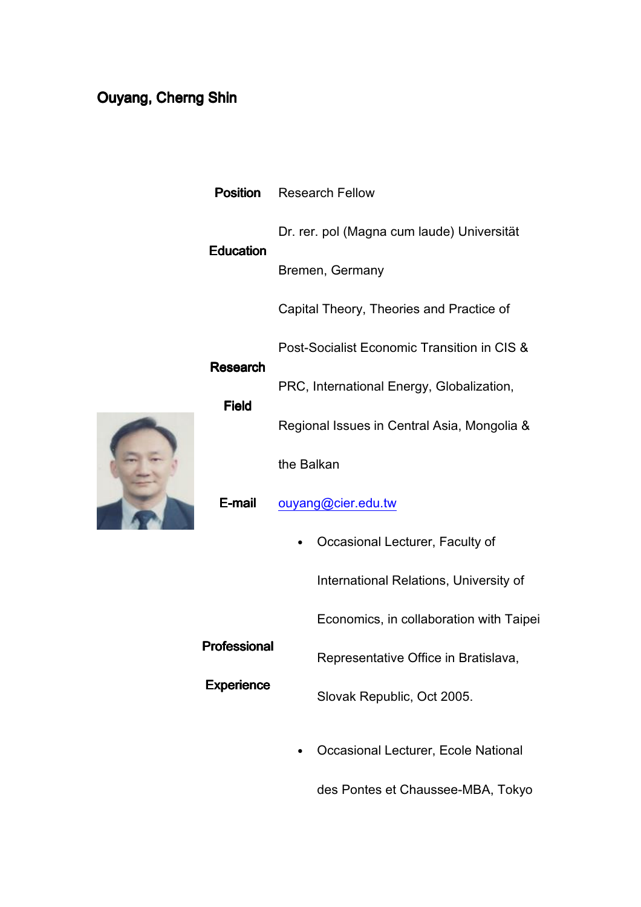# Ouyang, Cherng Shin

| | |
|---|---|
| **Position** | Research Fellow |
| **Education** | Dr. rer. pol (Magna cum laude) Universität Bremen, Germany |
| **Research Field** | Capital Theory, Theories and Practice of Post-Socialist Economic Transition in CIS & PRC, International Energy, Globalization, Regional Issues in Central Asia, Mongolia & the Balkan |
| **E-mail** | ouyang@cier.edu.tw |
| **Professional Experience** | • Occasional Lecturer, Faculty of International Relations, University of Economics, in collaboration with Taipei Representative Office in Bratislava, Slovak Republic, Oct 2005.<br>• Occasional Lecturer, Ecole National des Pontes et Chaussee-MBA, Tokyo |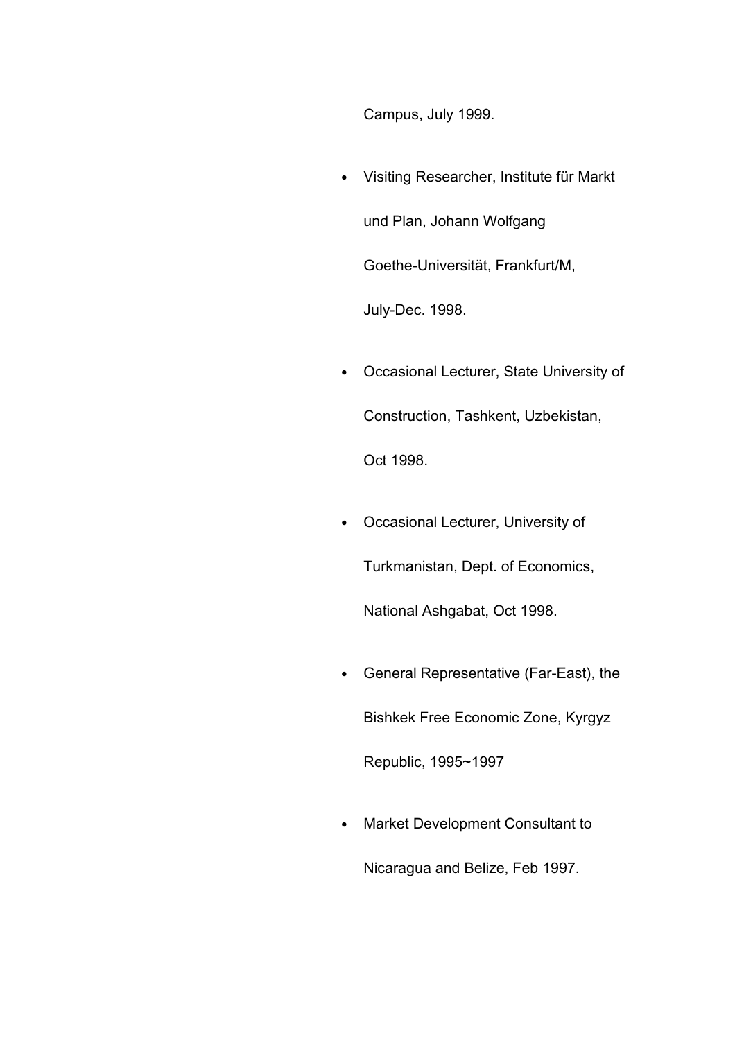Campus, July 1999.

- Visiting Researcher, Institute für Markt und Plan, Johann Wolfgang Goethe-Universität, Frankfurt/M, July-Dec. 1998.
- Occasional Lecturer, State University of Construction, Tashkent, Uzbekistan, Oct 1998.
- Occasional Lecturer, University of Turkmanistan, Dept. of Economics, National Ashgabat, Oct 1998.
- General Representative (Far-East), the Bishkek Free Economic Zone, Kyrgyz Republic, 1995~1997
- Market Development Consultant to Nicaragua and Belize, Feb 1997.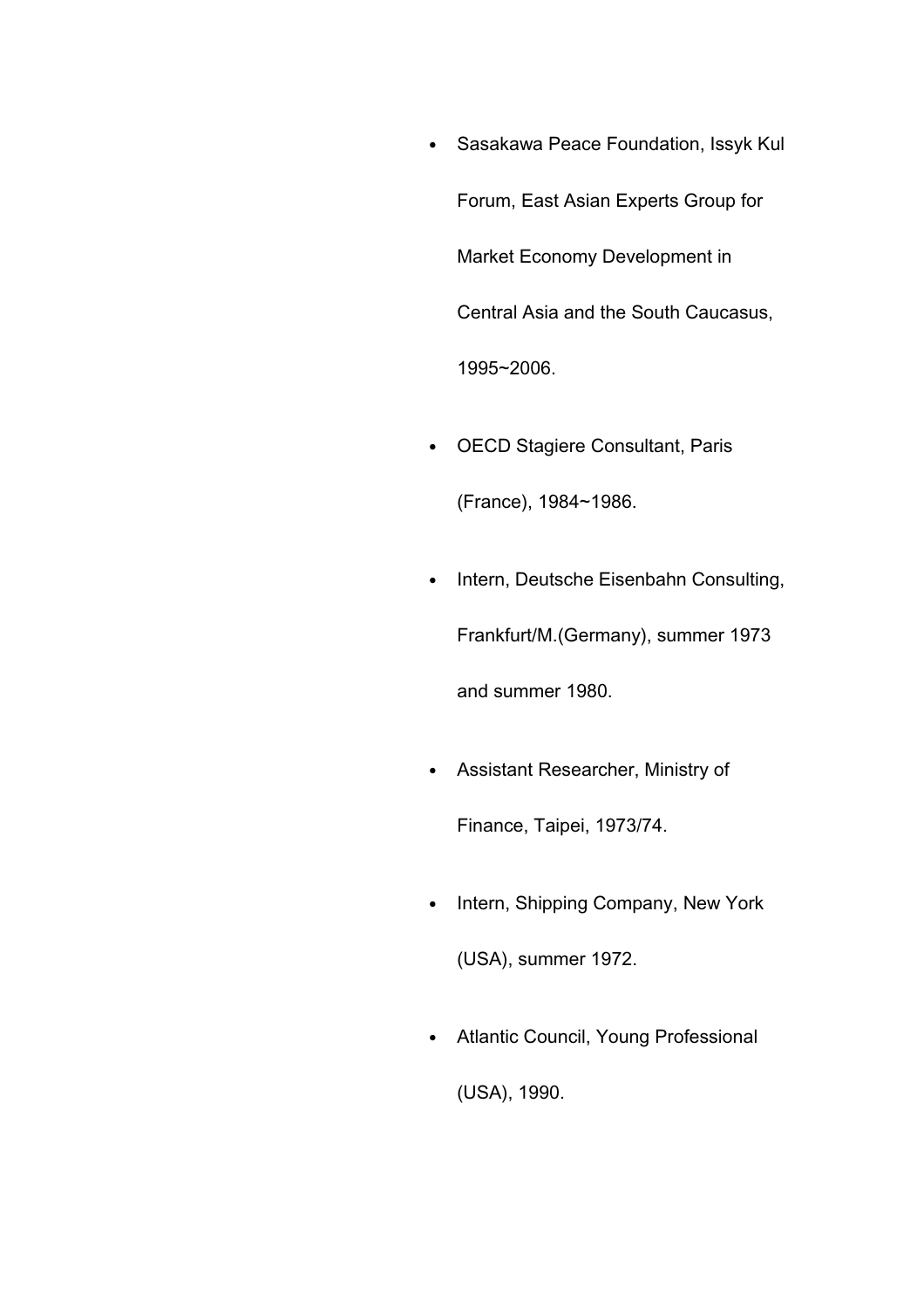- Sasakawa Peace Foundation, Issyk Kul Forum, East Asian Experts Group for Market Economy Development in Central Asia and the South Caucasus, 1995~2006.
- OECD Stagiere Consultant, Paris (France), 1984~1986.
- Intern, Deutsche Eisenbahn Consulting, Frankfurt/M.(Germany), summer 1973 and summer 1980.
- Assistant Researcher, Ministry of Finance, Taipei, 1973/74.
- Intern, Shipping Company, New York (USA), summer 1972.
- Atlantic Council, Young Professional (USA), 1990.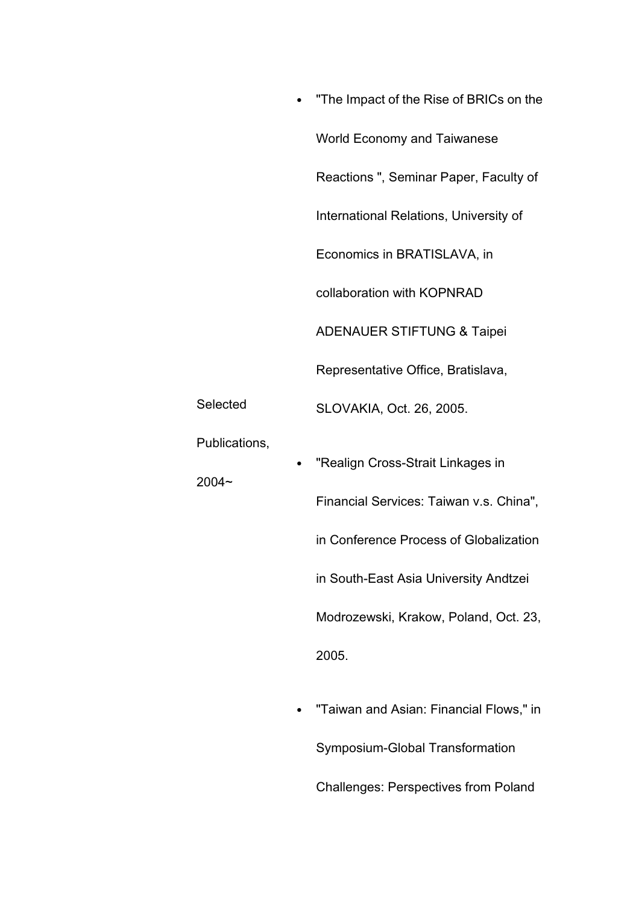| | |
|---|---|
| Selected Publications, 2004~ | - "The Impact of the Rise of BRICs on the World Economy and Taiwanese Reactions ", Seminar Paper, Faculty of International Relations, University of Economics in BRATISLAVA, in collaboration with KOPNRAD ADENAUER STIFTUNG & Taipei Representative Office, Bratislava, SLOVAKIA, Oct. 26, 2005.<br>- "Realign Cross-Strait Linkages in Financial Services: Taiwan v.s. China", in Conference Process of Globalization in South-East Asia University Andtzei Modrozewski, Krakow, Poland, Oct. 23, 2005.<br>- "Taiwan and Asian: Financial Flows," in Symposium-Global Transformation Challenges: Perspectives from Poland |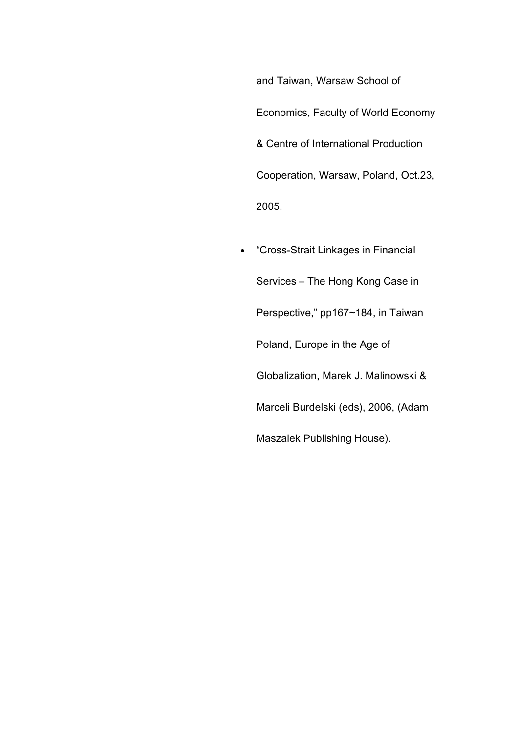and Taiwan, Warsaw School of Economics, Faculty of World Economy & Centre of International Production Cooperation, Warsaw, Poland, Oct.23, 2005.

- "Cross-Strait Linkages in Financial Services – The Hong Kong Case in Perspective," pp167~184, in Taiwan Poland, Europe in the Age of Globalization, Marek J. Malinowski & Marceli Burdelski (eds), 2006, (Adam Maszalek Publishing House).